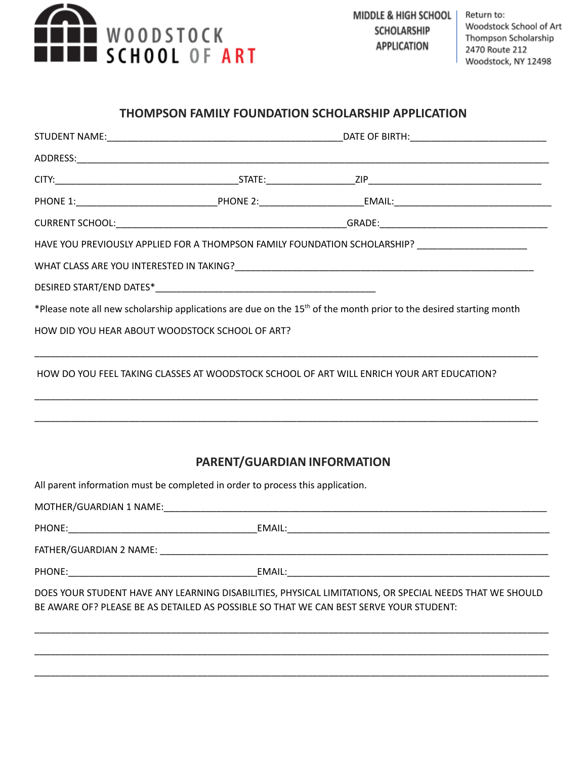WOODSTOCK SCHOOL OF ART

MIDDLE & HIGH SCHOOL SCHOLARSHIP APPLICATION

Return to:
Woodstock School of Art
Thompson Scholarship
2470 Route 212
Woodstock, NY 12498

## THOMPSON FAMILY FOUNDATION SCHOLARSHIP APPLICATION

STUDENT NAME:_____________________________________________DATE OF BIRTH:_________________________

ADDRESS:_____________________________________________________________________________________________

CITY:___________________________________STATE:________________ZIP________________________________

PHONE 1:__________________________PHONE 2:___________________EMAIL:______________________________

CURRENT SCHOOL:___________________________________________GRADE:______________________________

HAVE YOU PREVIOUSLY APPLIED FOR A THOMPSON FAMILY FOUNDATION SCHOLARSHIP? ____________________

WHAT CLASS ARE YOU INTERESTED IN TAKING?________________________________________________________

DESIRED START/END DATES*_________________________________________

*Please note all new scholarship applications are due on the 15th of the month prior to the desired starting month

HOW DID YOU HEAR ABOUT WOODSTOCK SCHOOL OF ART?

_____________________________________________________________________________________________

HOW DO YOU FEEL TAKING CLASSES AT WOODSTOCK SCHOOL OF ART WILL ENRICH YOUR ART EDUCATION?

_____________________________________________________________________________________________

_____________________________________________________________________________________________

## PARENT/GUARDIAN INFORMATION

All parent information must be completed in order to process this application.

MOTHER/GUARDIAN 1 NAME:___________________________________________________________________________

PHONE:___________________________________EMAIL:_______________________________________________

FATHER/GUARDIAN 2 NAME: __________________________________________________________________________

PHONE:___________________________________EMAIL:_______________________________________________

DOES YOUR STUDENT HAVE ANY LEARNING DISABILITIES, PHYSICAL LIMITATIONS, OR SPECIAL NEEDS THAT WE SHOULD BE AWARE OF? PLEASE BE AS DETAILED AS POSSIBLE SO THAT WE CAN BEST SERVE YOUR STUDENT:

_____________________________________________________________________________________________

_____________________________________________________________________________________________

_____________________________________________________________________________________________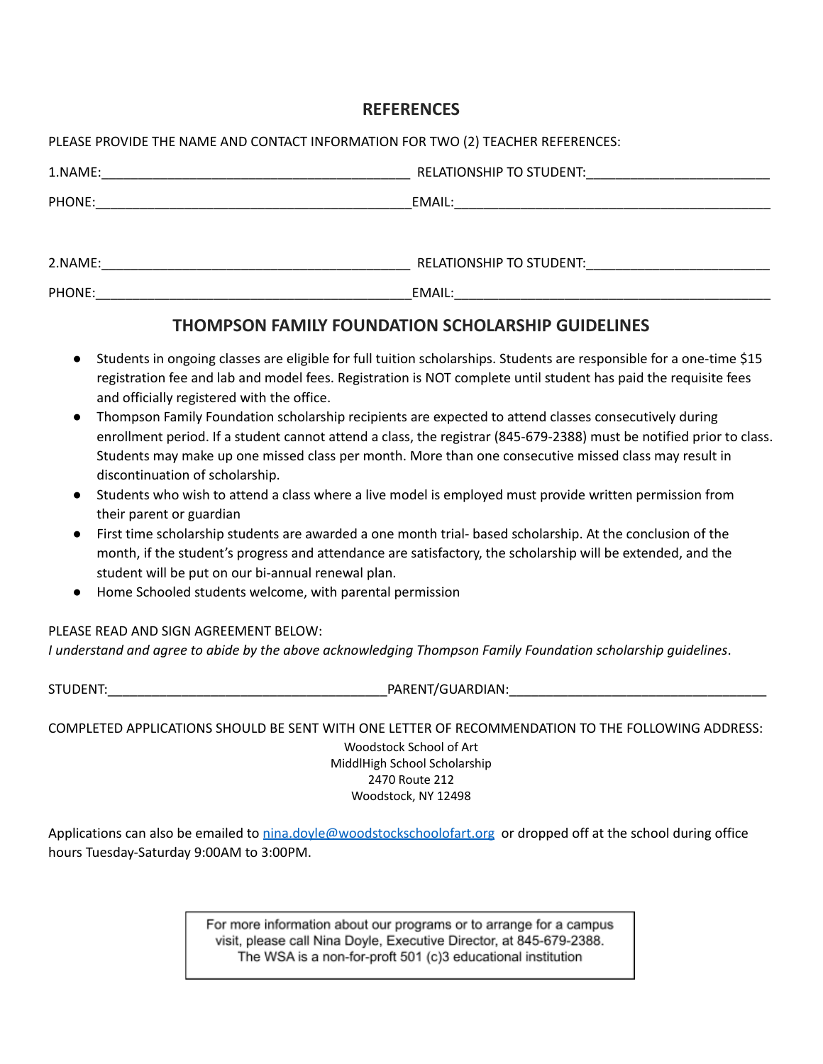## REFERENCES

PLEASE PROVIDE THE NAME AND CONTACT INFORMATION FOR TWO (2) TEACHER REFERENCES:

1.NAME:\_\_\_\_\_\_\_\_\_\_\_\_\_\_\_\_\_\_\_\_\_\_\_\_\_\_\_\_\_\_\_\_\_\_\_\_\_\_\_\_\_\_ RELATIONSHIP TO STUDENT:\_\_\_\_\_\_\_\_\_\_\_\_\_\_\_\_\_\_\_\_\_\_\_\_\_

PHONE:\_\_\_\_\_\_\_\_\_\_\_\_\_\_\_\_\_\_\_\_\_\_\_\_\_\_\_\_\_\_\_\_\_\_\_\_\_\_\_\_\_\_EMAIL:\_\_\_\_\_\_\_\_\_\_\_\_\_\_\_\_\_\_\_\_\_\_\_\_\_\_\_\_\_\_\_\_\_\_\_\_\_\_\_\_\_\_

2.NAME:\_\_\_\_\_\_\_\_\_\_\_\_\_\_\_\_\_\_\_\_\_\_\_\_\_\_\_\_\_\_\_\_\_\_\_\_\_\_\_\_\_\_ RELATIONSHIP TO STUDENT:\_\_\_\_\_\_\_\_\_\_\_\_\_\_\_\_\_\_\_\_\_\_\_\_\_

PHONE:\_\_\_\_\_\_\_\_\_\_\_\_\_\_\_\_\_\_\_\_\_\_\_\_\_\_\_\_\_\_\_\_\_\_\_\_\_\_\_\_\_\_EMAIL:\_\_\_\_\_\_\_\_\_\_\_\_\_\_\_\_\_\_\_\_\_\_\_\_\_\_\_\_\_\_\_\_\_\_\_\_\_\_\_\_\_\_

## THOMPSON FAMILY FOUNDATION SCHOLARSHIP GUIDELINES

- Students in ongoing classes are eligible for full tuition scholarships. Students are responsible for a one-time $15 registration fee and lab and model fees. Registration is NOT complete until student has paid the requisite fees and officially registered with the office.
- Thompson Family Foundation scholarship recipients are expected to attend classes consecutively during enrollment period. If a student cannot attend a class, the registrar (845-679-2388) must be notified prior to class. Students may make up one missed class per month. More than one consecutive missed class may result in discontinuation of scholarship.
- Students who wish to attend a class where a live model is employed must provide written permission from their parent or guardian
- First time scholarship students are awarded a one month trial- based scholarship. At the conclusion of the month, if the student's progress and attendance are satisfactory, the scholarship will be extended, and the student will be put on our bi-annual renewal plan.
- Home Schooled students welcome, with parental permission

PLEASE READ AND SIGN AGREEMENT BELOW:
*I understand and agree to abide by the above acknowledging Thompson Family Foundation scholarship guidelines*.

STUDENT:\_\_\_\_\_\_\_\_\_\_\_\_\_\_\_\_\_\_\_\_\_\_\_\_\_\_\_\_\_\_\_\_\_\_\_\_\_\_PARENT/GUARDIAN:\_\_\_\_\_\_\_\_\_\_\_\_\_\_\_\_\_\_\_\_\_\_\_\_\_\_\_\_\_\_\_\_\_\_\_

COMPLETED APPLICATIONS SHOULD BE SENT WITH ONE LETTER OF RECOMMENDATION TO THE FOLLOWING ADDRESS:

Woodstock School of Art
MiddlHigh School Scholarship
2470 Route 212
Woodstock, NY 12498

Applications can also be emailed to nina.doyle@woodstockschoolofart.org or dropped off at the school during office hours Tuesday-Saturday 9:00AM to 3:00PM.

For more information about our programs or to arrange for a campus visit, please call Nina Doyle, Executive Director, at 845-679-2388.
The WSA is a non-for-proft 501 (c)3 educational institution